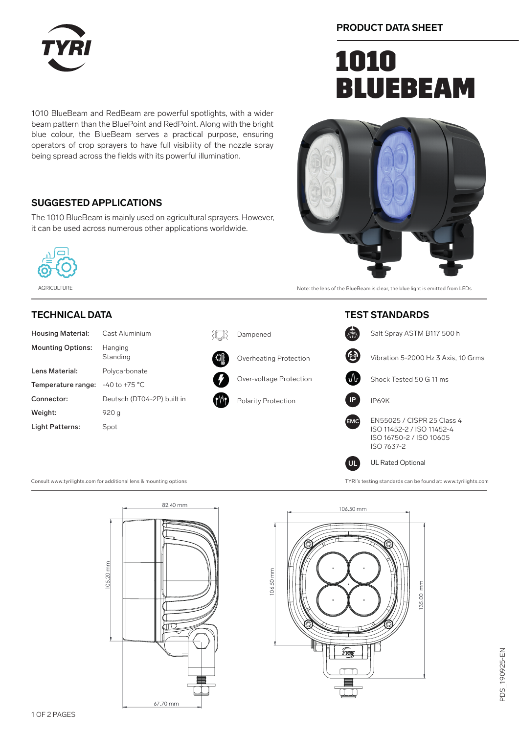PRODUCT DATA SHEET

# 1010 BLUEBEAM

1010 BlueBeam and RedBeam are powerful spotlights, with a wider beam pattern than the BluePoint and RedPoint. Along with the bright blue colour, the BlueBeam serves a practical purpose, ensuring operators of crop sprayers to have full visibility of the nozzle spray being spread across the fields with its powerful illumination.

## SUGGESTED APPLICATIONS

The 1010 BlueBeam is mainly used on agricultural sprayers. However, it can be used across numerous other applications worldwide.

AGRICULTURE

Note: the lens of the BlueBeam is clear, the blue light is emitted from LEDs

## TECHNICAL DATA

| | |
|---|---|
| **Housing Material:** | Cast Aluminium |
| **Mounting Options:** | Hanging<br>Standing |
| **Lens Material:** | Polycarbonate |
| **Temperature range:** | -40 to +75 °C |
| **Connector:** | Deutsch (DT04-2P) built in |
| **Weight:** | 920 g |
| **Light Patterns:** | Spot |

- Dampened
- Overheating Protection
- Over-voltage Protection
- Polarity Protection

Consult www.tyrilights.com for additional lens & mounting options

## TEST STANDARDS

- Salt Spray ASTM B117 500 h
- Vibration 5-2000 Hz 3 Axis, 10 Grms
- Shock Tested 50 G 11 ms
- IP69K
- EN55025 / CISPR 25 Class 4
  ISO 11452-2 / ISO 11452-4
  ISO 16750-2 / ISO 10605
  ISO 7637-2
- UL Rated Optional

TYRI's testing standards can be found at: www.tyrilights.com

82.40 mm
105.20 mm
67.70 mm
106.50 mm
106.50 mm
135.00 mm

PDS_190925-EN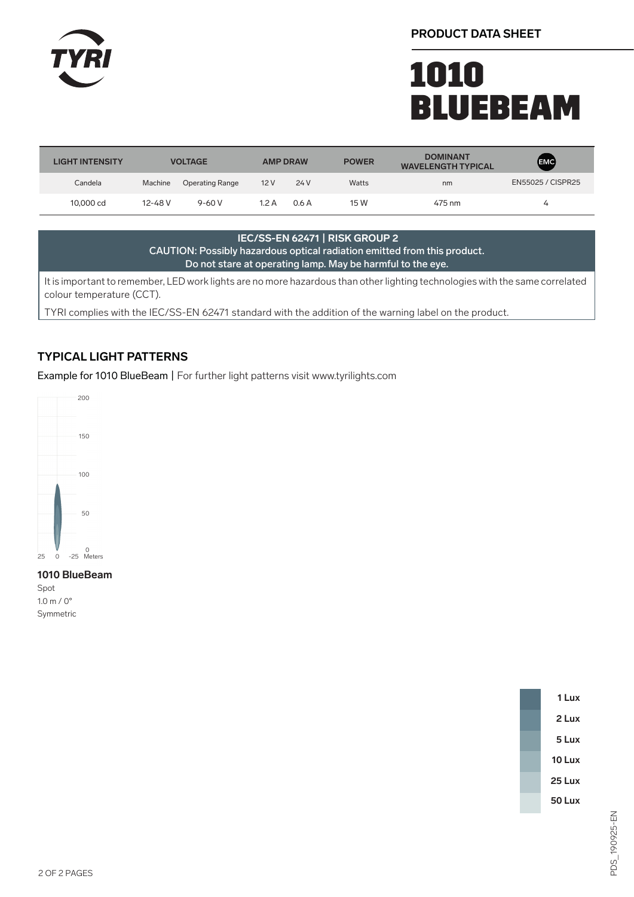PRODUCT DATA SHEET

# 1010 BLUEBEAM

| LIGHT INTENSITY | VOLTAGE | | AMP DRAW | | POWER | DOMINANT WAVELENGTH TYPICAL | EMC |
|---|---|---|---|---|---|---|---|
| Candela | Machine | Operating Range | 12 V | 24 V | Watts | nm | EN55025 / CISPR25 |
| 10,000 cd | 12-48 V | 9-60 V | 1.2 A | 0.6 A | 15 W | 475 nm | 4 |

**IEC/SS-EN 62471 | RISK GROUP 2**
CAUTION: Possibly hazardous optical radiation emitted from this product.
Do not stare at operating lamp. May be harmful to the eye.

It is important to remember, LED work lights are no more hazardous than other lighting technologies with the same correlated colour temperature (CCT).

TYRI complies with the IEC/SS-EN 62471 standard with the addition of the warning label on the product.

## TYPICAL LIGHT PATTERNS

Example for 1010 BlueBeam | For further light patterns visit www.tyrilights.com

200
150
100
50
0
25 0 -25 Meters

**1010 BlueBeam**
Spot
1.0 m / 0°
Symmetric

1 Lux
2 Lux
5 Lux
10 Lux
25 Lux
50 Lux

PDS_190925-EN